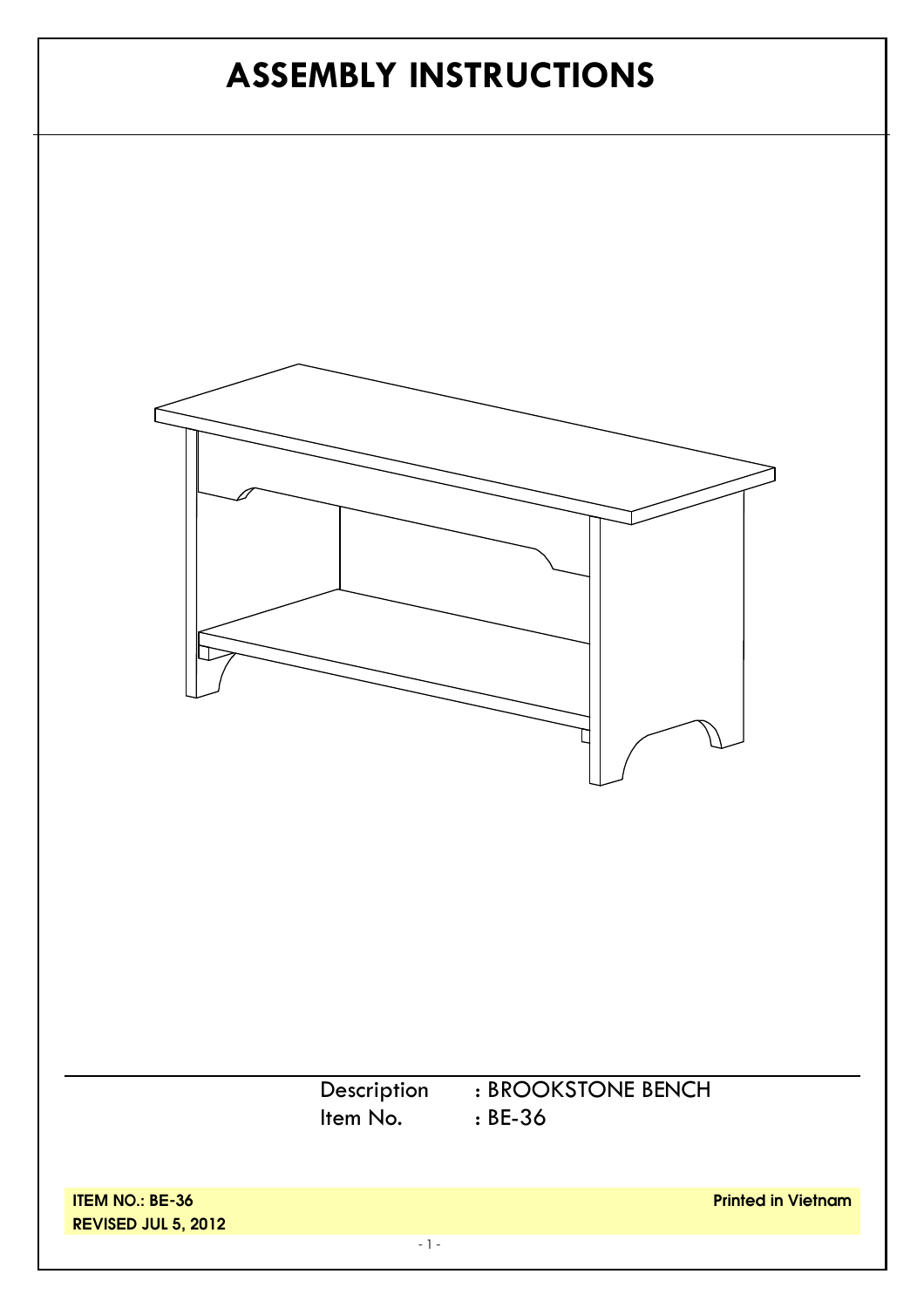# ASSEMBLY INSTRUCTIONS

Description : BROOKSTONE BENCH
Item No. : BE-36

**ITEM NO.: BE-36**
**REVISED JUL 5, 2012**

**Printed in Vietnam**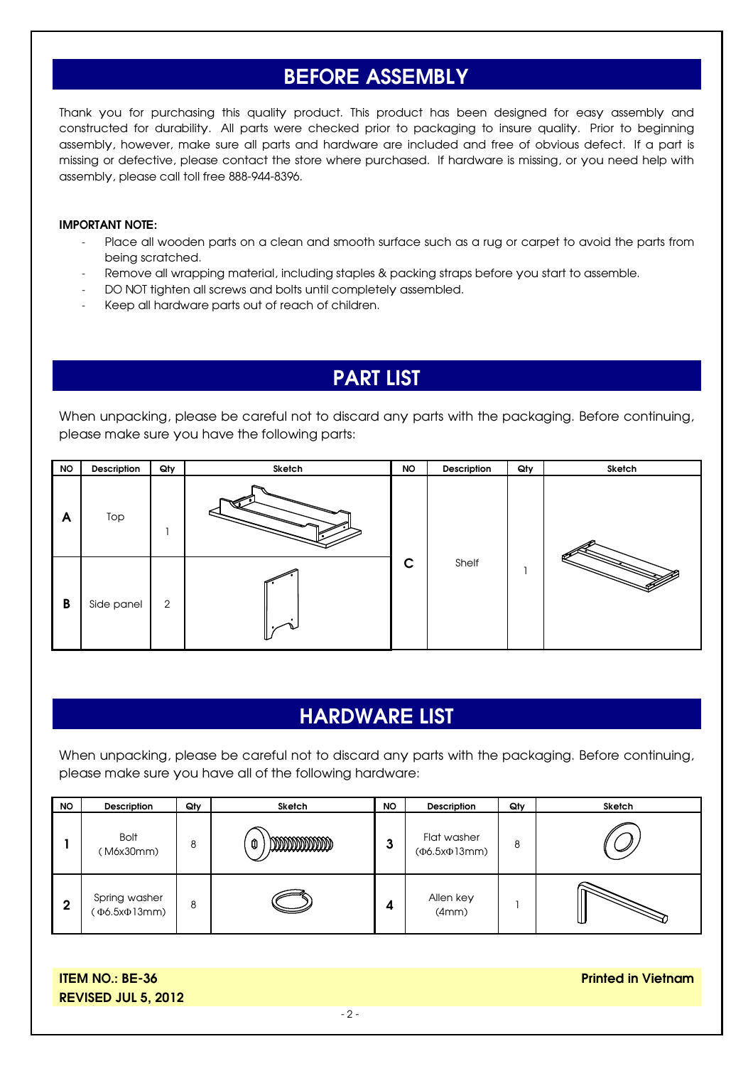## BEFORE ASSEMBLY

Thank you for purchasing this quality product. This product has been designed for easy assembly and constructed for durability. All parts were checked prior to packaging to insure quality. Prior to beginning assembly, however, make sure all parts and hardware are included and free of obvious defect. If a part is missing or defective, please contact the store where purchased. If hardware is missing, or you need help with assembly, please call toll free 888-944-8396.

**IMPORTANT NOTE:**

- Place all wooden parts on a clean and smooth surface such as a rug or carpet to avoid the parts from being scratched.
- Remove all wrapping material, including staples & packing straps before you start to assemble.
- DO NOT tighten all screws and bolts until completely assembled.
- Keep all hardware parts out of reach of children.

## PART LIST

When unpacking, please be careful not to discard any parts with the packaging. Before continuing, please make sure you have the following parts:

| NO | Description | Qty | Sketch | NO | Description | Qty | Sketch |
|---|---|---|---|---|---|---|---|
| A | Top | 1 | | C | Shelf | 1 | |
| B | Side panel | 2 | | | | | |

## HARDWARE LIST

When unpacking, please be careful not to discard any parts with the packaging. Before continuing, please make sure you have all of the following hardware:

| NO | Description | Qty | Sketch | NO | Description | Qty | Sketch |
|---|---|---|---|---|---|---|---|
| 1 | Bolt (M6x30mm) | 8 | | 3 | Flat washer (Φ6.5xΦ13mm) | 8 | |
| 2 | Spring washer (Φ6.5xΦ13mm) | 8 | | 4 | Allen key (4mm) | 1 | |

**ITEM NO.: BE-36**
**REVISED JUL 5, 2012**

**Printed in Vietnam**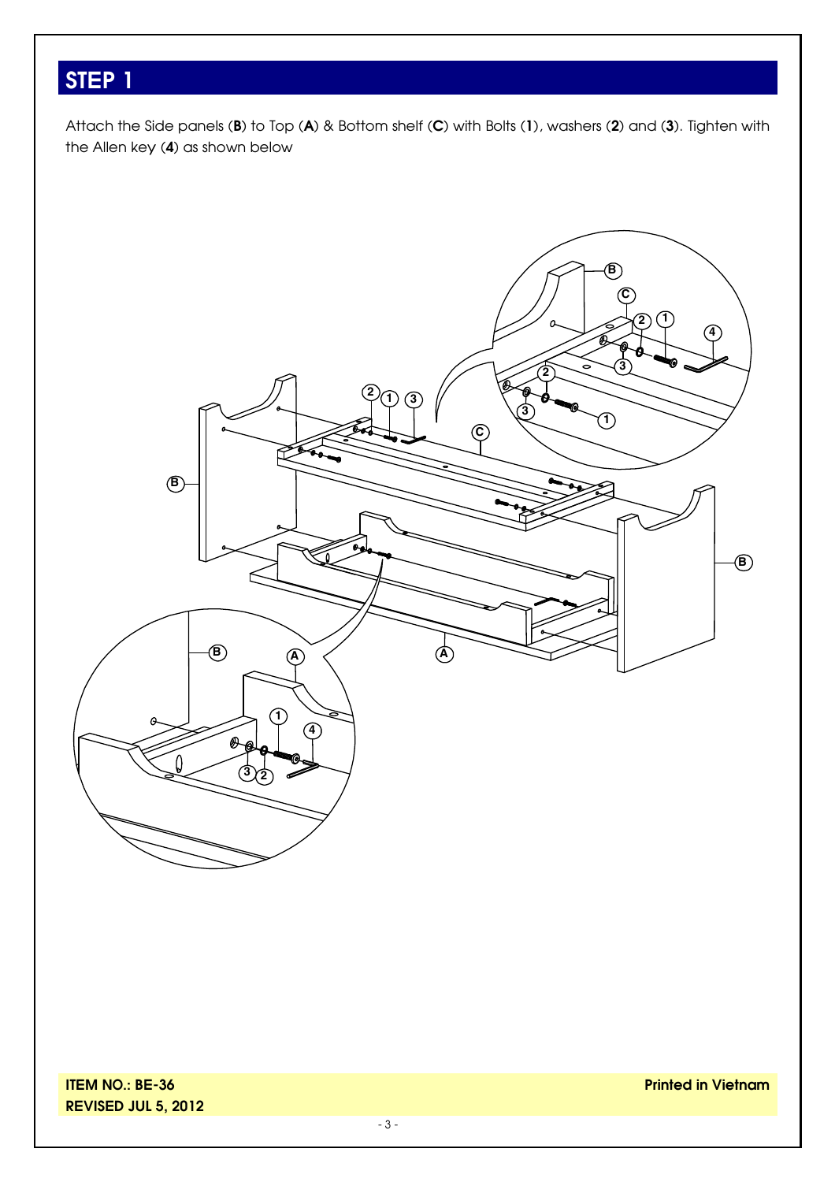# STEP 1

Attach the Side panels (**B**) to Top (**A**) & Bottom shelf (**C**) with Bolts (**1**), washers (**2**) and (**3**). Tighten with the Allen key (**4**) as shown below

B
C
2
1
4
3
2
3
1
2
1
3
C
B
B
A
B
A
1
4
3
2

**ITEM NO.: BE-36** **Printed in Vietnam**
**REVISED JUL 5, 2012**